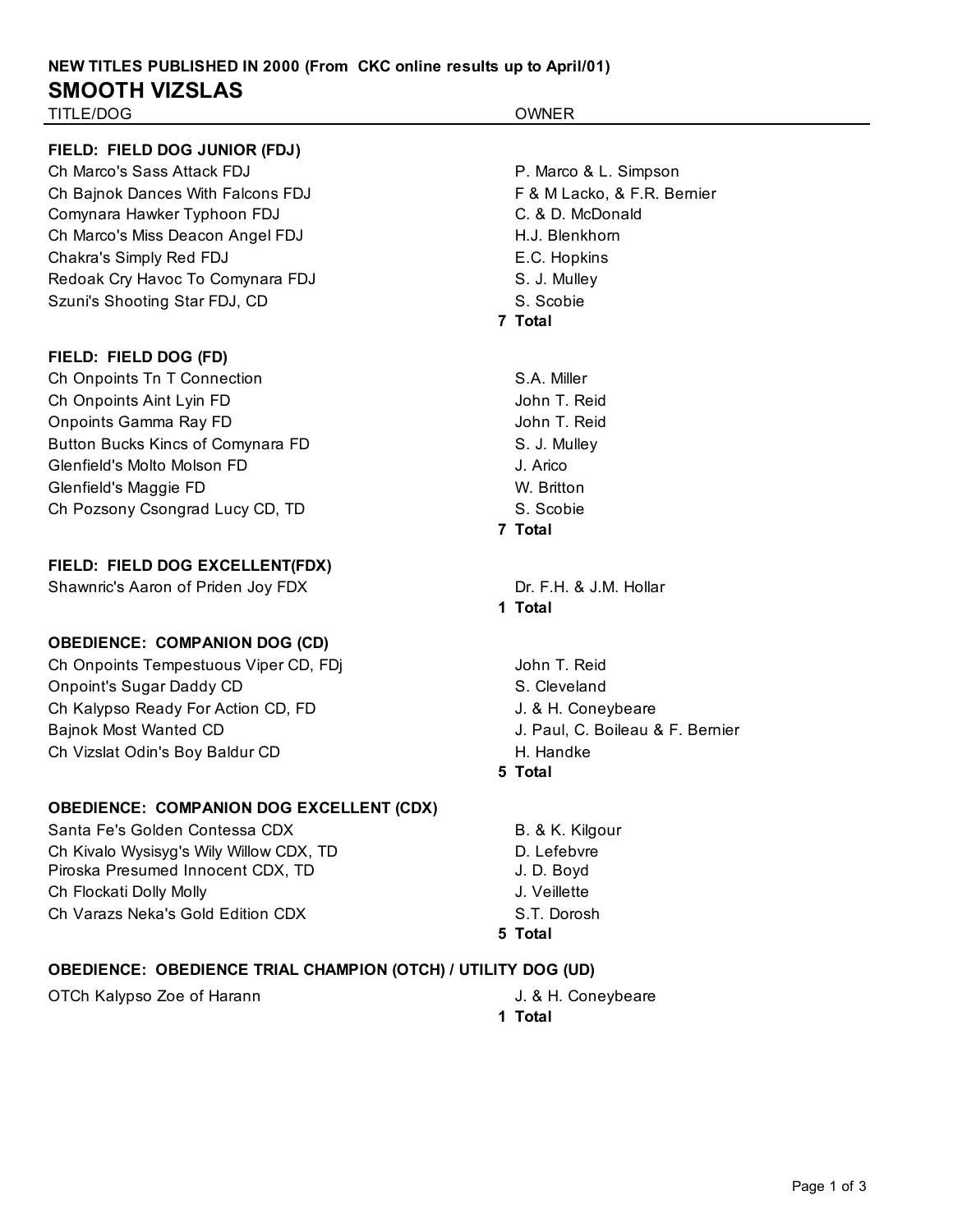**NEW TITLES PUBLISHED IN 2000 (From CKC online results up to April/01)**

# SMOOTH VIZSLAS

| TITLE/DOG | OWNER |
|---|---|
| **FIELD: FIELD DOG JUNIOR (FDJ)** | |
| Ch Marco's Sass Attack FDJ | P. Marco & L. Simpson |
| Ch Bajnok Dances With Falcons FDJ | F & M Lacko, & F.R. Bernier |
| Comynara Hawker Typhoon FDJ | C. & D. McDonald |
| Ch Marco's Miss Deacon Angel FDJ | H.J. Blenkhorn |
| Chakra's Simply Red FDJ | E.C. Hopkins |
| Redoak Cry Havoc To Comynara FDJ | S. J. Mulley |
| Szuni's Shooting Star FDJ, CD | S. Scobie |
| | **7 Total** |
| **FIELD: FIELD DOG (FD)** | |
| Ch Onpoints Tn T Connection | S.A. Miller |
| Ch Onpoints Aint Lyin FD | John T. Reid |
| Onpoints Gamma Ray FD | John T. Reid |
| Button Bucks Kincs of Comynara FD | S. J. Mulley |
| Glenfield's Molto Molson FD | J. Arico |
| Glenfield's Maggie FD | W. Britton |
| Ch Pozsony Csongrad Lucy CD, TD | S. Scobie |
| | **7 Total** |
| **FIELD: FIELD DOG EXCELLENT(FDX)** | |
| Shawnric's Aaron of Priden Joy FDX | Dr. F.H. & J.M. Hollar |
| | **1 Total** |
| **OBEDIENCE: COMPANION DOG (CD)** | |
| Ch Onpoints Tempestuous Viper CD, FDj | John T. Reid |
| Onpoint's Sugar Daddy CD | S. Cleveland |
| Ch Kalypso Ready For Action CD, FD | J. & H. Coneybeare |
| Bajnok Most Wanted CD | J. Paul, C. Boileau & F. Bernier |
| Ch Vizslat Odin's Boy Baldur CD | H. Handke |
| | **5 Total** |
| **OBEDIENCE: COMPANION DOG EXCELLENT (CDX)** | |
| Santa Fe's Golden Contessa CDX | B. & K. Kilgour |
| Ch Kivalo Wysisyg's Wily Willow CDX, TD | D. Lefebvre |
| Piroska Presumed Innocent CDX, TD | J. D. Boyd |
| Ch Flockati Dolly Molly | J. Veillette |
| Ch Varazs Neka's Gold Edition CDX | S.T. Dorosh |
| | **5 Total** |
| **OBEDIENCE: OBEDIENCE TRIAL CHAMPION (OTCH) / UTILITY DOG (UD)** | |
| OTCh Kalypso Zoe of Harann | J. & H. Coneybeare |
| | **1 Total** |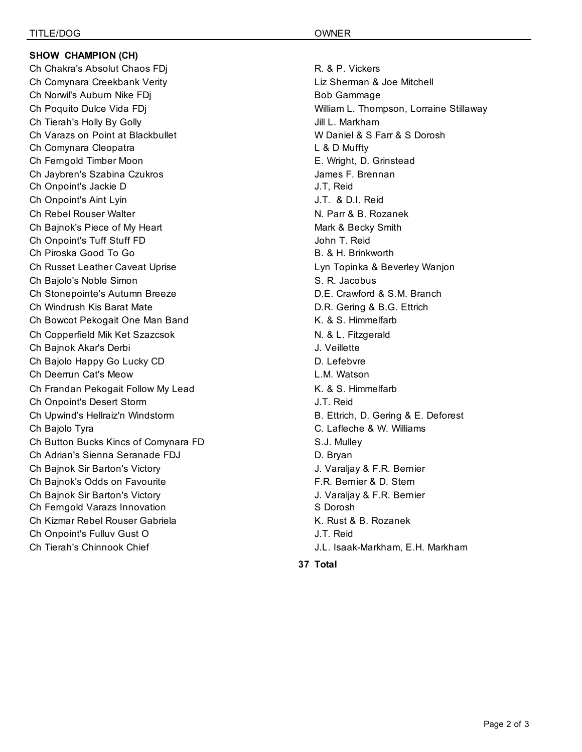| TITLE/DOG | OWNER |
| --- | --- |
| **SHOW CHAMPION (CH)** | |
| Ch Chakra's Absolut Chaos FDj | R. & P. Vickers |
| Ch Comynara Creekbank Verity | Liz Sherman & Joe Mitchell |
| Ch Norwil's Auburn Nike FDj | Bob Gammage |
| Ch Poquito Dulce Vida FDj | William L. Thompson, Lorraine Stillaway |
| Ch Tierah's Holly By Golly | Jill L. Markham |
| Ch Varazs on Point at Blackbullet | W Daniel & S Farr & S Dorosh |
| Ch Comynara Cleopatra | L & D Muffty |
| Ch Ferngold Timber Moon | E. Wright, D. Grinstead |
| Ch Jaybren's Szabina Czukros | James F. Brennan |
| Ch Onpoint's Jackie D | J.T, Reid |
| Ch Onpoint's Aint Lyin | J.T. & D.I. Reid |
| Ch Rebel Rouser Walter | N. Parr & B. Rozanek |
| Ch Bajnok's Piece of My Heart | Mark & Becky Smith |
| Ch Onpoint's Tuff Stuff FD | John T. Reid |
| Ch Piroska Good To Go | B. & H. Brinkworth |
| Ch Russet Leather Caveat Uprise | Lyn Topinka & Beverley Wanjon |
| Ch Bajolo's Noble Simon | S. R. Jacobus |
| Ch Stonepointe's Autumn Breeze | D.E. Crawford & S.M. Branch |
| Ch Windrush Kis Barat Mate | D.R. Gering & B.G. Ettrich |
| Ch Bowcot Pekogait One Man Band | K. & S. Himmelfarb |
| Ch Copperfield Mik Ket Szazcsok | N. & L. Fitzgerald |
| Ch Bajnok Akar's Derbi | J. Veillette |
| Ch Bajolo Happy Go Lucky CD | D. Lefebvre |
| Ch Deerrun Cat's Meow | L.M. Watson |
| Ch Frandan Pekogait Follow My Lead | K. & S. Himmelfarb |
| Ch Onpoint's Desert Storm | J.T. Reid |
| Ch Upwind's Hellraiz'n Windstorm | B. Ettrich, D. Gering & E. Deforest |
| Ch Bajolo Tyra | C. Lafleche & W. Williams |
| Ch Button Bucks Kincs of Comynara FD | S.J. Mulley |
| Ch Adrian's Sienna Seranade FDJ | D. Bryan |
| Ch Bajnok Sir Barton's Victory | J. Varaljay & F.R. Bernier |
| Ch Bajnok's Odds on Favourite | F.R. Bernier & D. Stern |
| Ch Bajnok Sir Barton's Victory | J. Varaljay & F.R. Bernier |
| Ch Ferngold Varazs Innovation | S Dorosh |
| Ch Kizmar Rebel Rouser Gabriela | K. Rust & B. Rozanek |
| Ch Onpoint's Fulluv Gust O | J.T. Reid |
| Ch Tierah's Chinnook Chief | J.L. Isaak-Markham, E.H. Markham |
| | **37 Total** |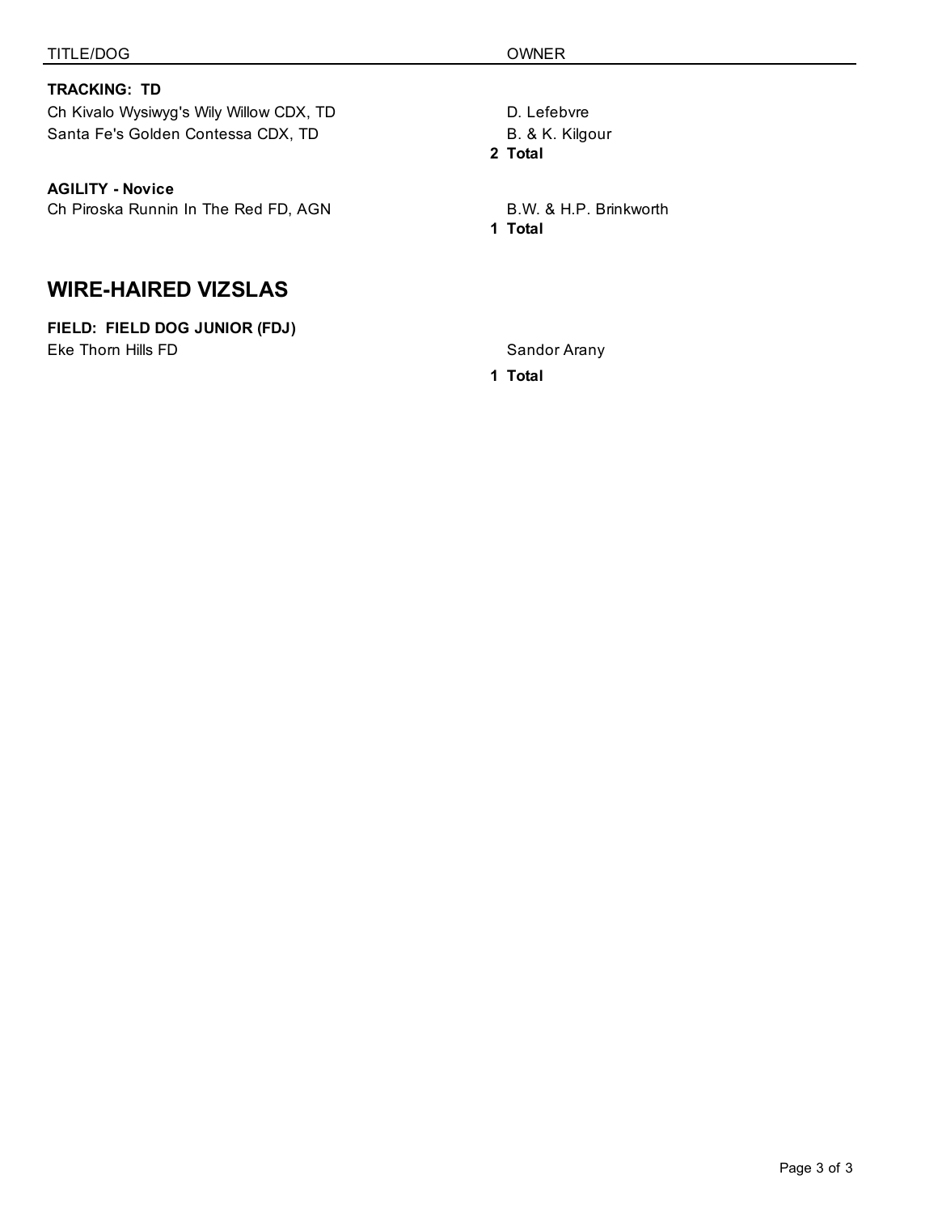| TITLE/DOG | OWNER |
|---|---|
| **TRACKING: TD** | |
| Ch Kivalo Wysiwyg's Wily Willow CDX, TD | D. Lefebvre |
| Santa Fe's Golden Contessa CDX, TD | B. & K. Kilgour |
| | **2 Total** |
| **AGILITY - Novice** | |
| Ch Piroska Runnin In The Red FD, AGN | B.W. & H.P. Brinkworth |
| | **1 Total** |

## WIRE-HAIRED VIZSLAS

| TITLE/DOG | OWNER |
|---|---|
| **FIELD: FIELD DOG JUNIOR (FDJ)** | |
| Eke Thorn Hills FD | Sandor Arany |
| | **1 Total** |